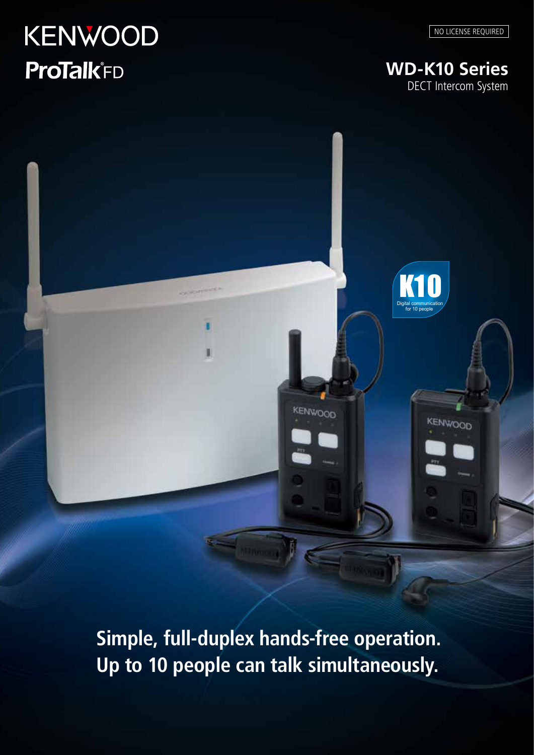KENWOOD

ProTalk®FD

NO LICENSE REQUIRED

# WD-K10 Series

DECT Intercom System

K10

Digital communication for 10 people

**Simple, full-duplex hands-free operation.**
**Up to 10 people can talk simultaneously.**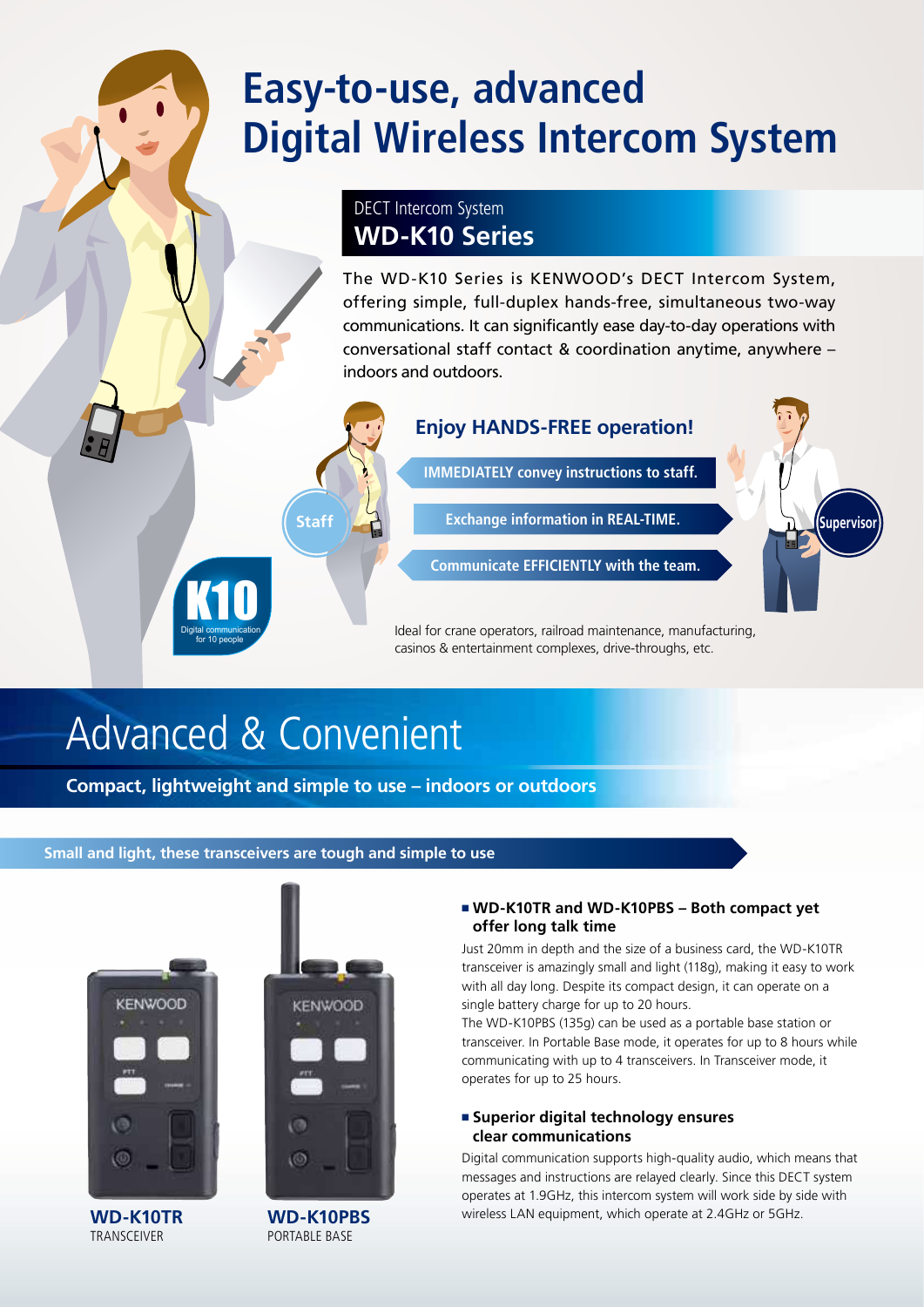# Easy-to-use, advanced Digital Wireless Intercom System

## DECT Intercom System
## WD-K10 Series

The WD-K10 Series is KENWOOD's DECT Intercom System, offering simple, full-duplex hands-free, simultaneous two-way communications. It can significantly ease day-to-day operations with conversational staff contact & coordination anytime, anywhere – indoors and outdoors.

### Enjoy HANDS-FREE operation!

Staff

Supervisor

- IMMEDIATELY convey instructions to staff.
- Exchange information in REAL-TIME.
- Communicate EFFICIENTLY with the team.

K10
Digital communication for 10 people

Ideal for crane operators, railroad maintenance, manufacturing, casinos & entertainment complexes, drive-throughs, etc.

# Advanced & Convenient

**Compact, lightweight and simple to use – indoors or outdoors**

### Small and light, these transceivers are tough and simple to use

**WD-K10TR**
TRANSCEIVER

**WD-K10PBS**
PORTABLE BASE

#### ■ WD-K10TR and WD-K10PBS – Both compact yet offer long talk time

Just 20mm in depth and the size of a business card, the WD-K10TR transceiver is amazingly small and light (118g), making it easy to work with all day long. Despite its compact design, it can operate on a single battery charge for up to 20 hours.
The WD-K10PBS (135g) can be used as a portable base station or transceiver. In Portable Base mode, it operates for up to 8 hours while communicating with up to 4 transceivers. In Transceiver mode, it operates for up to 25 hours.

#### ■ Superior digital technology ensures clear communications

Digital communication supports high-quality audio, which means that messages and instructions are relayed clearly. Since this DECT system operates at 1.9GHz, this intercom system will work side by side with wireless LAN equipment, which operate at 2.4GHz or 5GHz.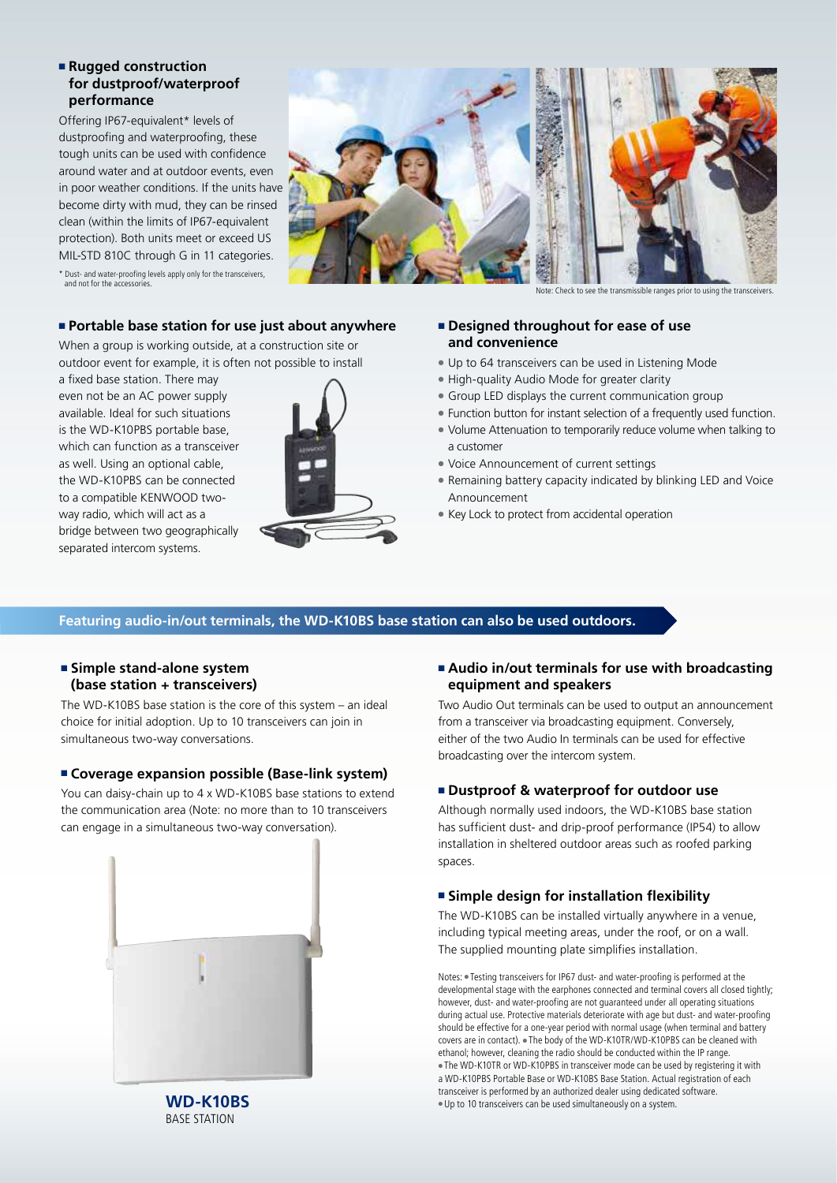## Rugged construction for dustproof/waterproof performance

Offering IP67-equivalent* levels of dustproofing and waterproofing, these tough units can be used with confidence around water and at outdoor events, even in poor weather conditions. If the units have become dirty with mud, they can be rinsed clean (within the limits of IP67-equivalent protection). Both units meet or exceed US MIL-STD 810C through G in 11 categories.

\* Dust- and water-proofing levels apply only for the transceivers, and not for the accessories.

Note: Check to see the transmissible ranges prior to using the transceivers.

## Portable base station for use just about anywhere

When a group is working outside, at a construction site or outdoor event for example, it is often not possible to install a fixed base station. There may even not be an AC power supply available. Ideal for such situations is the WD-K10PBS portable base, which can function as a transceiver as well. Using an optional cable, the WD-K10PBS can be connected to a compatible KENWOOD two-way radio, which will act as a bridge between two geographically separated intercom systems.

## Designed throughout for ease of use and convenience

- Up to 64 transceivers can be used in Listening Mode
- High-quality Audio Mode for greater clarity
- Group LED displays the current communication group
- Function button for instant selection of a frequently used function.
- Volume Attenuation to temporarily reduce volume when talking to a customer
- Voice Announcement of current settings
- Remaining battery capacity indicated by blinking LED and Voice Announcement
- Key Lock to protect from accidental operation

**Featuring audio-in/out terminals, the WD-K10BS base station can also be used outdoors.**

## Simple stand-alone system (base station + transceivers)

The WD-K10BS base station is the core of this system – an ideal choice for initial adoption. Up to 10 transceivers can join in simultaneous two-way conversations.

## Coverage expansion possible (Base-link system)

You can daisy-chain up to 4 x WD-K10BS base stations to extend the communication area (Note: no more than to 10 transceivers can engage in a simultaneous two-way conversation).

**WD-K10BS**
BASE STATION

## Audio in/out terminals for use with broadcasting equipment and speakers

Two Audio Out terminals can be used to output an announcement from a transceiver via broadcasting equipment. Conversely, either of the two Audio In terminals can be used for effective broadcasting over the intercom system.

## Dustproof & waterproof for outdoor use

Although normally used indoors, the WD-K10BS base station has sufficient dust- and drip-proof performance (IP54) to allow installation in sheltered outdoor areas such as roofed parking spaces.

## Simple design for installation flexibility

The WD-K10BS can be installed virtually anywhere in a venue, including typical meeting areas, under the roof, or on a wall. The supplied mounting plate simplifies installation.

Notes:
- Testing transceivers for IP67 dust- and water-proofing is performed at the developmental stage with the earphones connected and terminal covers all closed tightly; however, dust- and water-proofing are not guaranteed under all operating situations during actual use. Protective materials deteriorate with age but dust- and water-proofing should be effective for a one-year period with normal usage (when terminal and battery covers are in contact).
- The body of the WD-K10TR/WD-K10PBS can be cleaned with ethanol; however, cleaning the radio should be conducted within the IP range.
- The WD-K10TR or WD-K10PBS in transceiver mode can be used by registering it with a WD-K10PBS Portable Base or WD-K10BS Base Station. Actual registration of each transceiver is performed by an authorized dealer using dedicated software.
- Up to 10 transceivers can be used simultaneously on a system.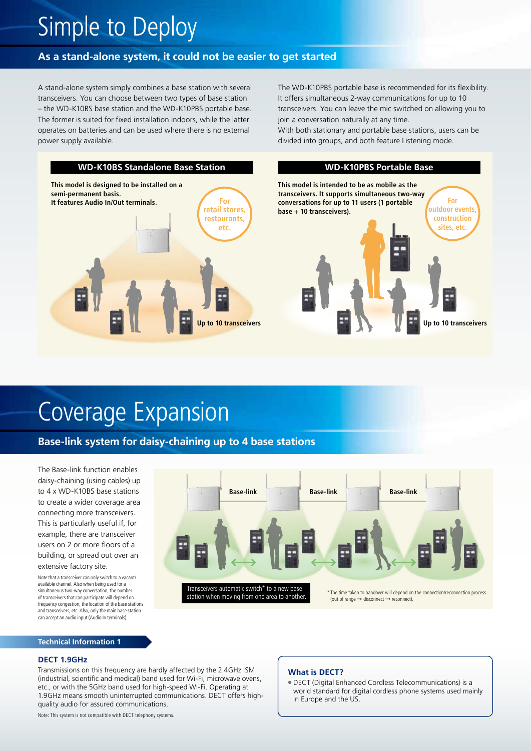# Simple to Deploy

## As a stand-alone system, it could not be easier to get started

A stand-alone system simply combines a base station with several transceivers. You can choose between two types of base station – the WD-K10BS base station and the WD-K10PBS portable base. The former is suited for fixed installation indoors, while the latter operates on batteries and can be used where there is no external power supply available.

The WD-K10PBS portable base is recommended for its flexibility. It offers simultaneous 2-way communications for up to 10 transceivers. You can leave the mic switched on allowing you to join a conversation naturally at any time.
With both stationary and portable base stations, users can be divided into groups, and both feature Listening mode.

### WD-K10BS Standalone Base Station

**This model is designed to be installed on a semi-permanent basis. It features Audio In/Out terminals.**

**For retail stores, restaurants, etc.**

**Up to 10 transceivers**

### WD-K10PBS Portable Base

**This model is intended to be as mobile as the transceivers. It supports simultaneous two-way conversations for up to 11 users (1 portable base + 10 transceivers).**

**For outdoor events, construction sites, etc.**

**Up to 10 transceivers**

# Coverage Expansion

## Base-link system for daisy-chaining up to 4 base stations

The Base-link function enables daisy-chaining (using cables) up to 4 x WD-K10BS base stations to create a wider coverage area connecting more transceivers. This is particularly useful if, for example, there are transceiver users on 2 or more floors of a building, or spread out over an extensive factory site.

Note that a transceiver can only switch to a vacant/available channel. Also when being used for a simultaneous two-way conversation, the number of transceivers that can participate will depend on frequency congestion, the location of the base stations and transceivers, etc. Also, only the main base station can accept an audio input (Audio In terminals).

**Base-link** **Base-link** **Base-link**

Transceivers automatic switch* to a new base station when moving from one area to another.

\* The time taken to handover will depend on the connection/reconnection process (out of range → disconnect → reconnect).

### Technical Information 1

#### DECT 1.9GHz

Transmissions on this frequency are hardly affected by the 2.4GHz ISM (industrial, scientific and medical) band used for Wi-Fi, microwave ovens, etc., or with the 5GHz band used for high-speed Wi-Fi. Operating at 1.9GHz means smooth uninterrupted communications. DECT offers high-quality audio for assured communications.

Note: This system is not compatible with DECT telephony systems.

#### What is DECT?

- DECT (Digital Enhanced Cordless Telecommunications) is a world standard for digital cordless phone systems used mainly in Europe and the US.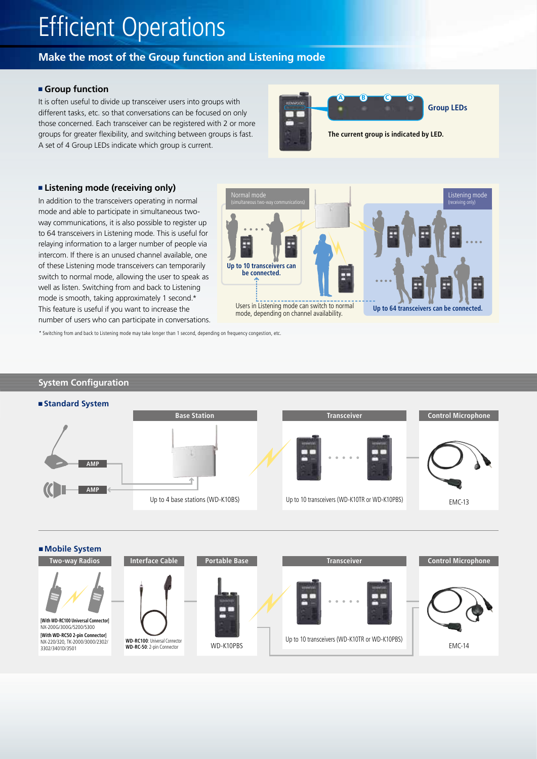# Efficient Operations

## Make the most of the Group function and Listening mode

### Group function

It is often useful to divide up transceiver users into groups with different tasks, etc. so that conversations can be focused on only those concerned. Each transceiver can be registered with 2 or more groups for greater flexibility, and switching between groups is fast. A set of 4 Group LEDs indicate which group is current.

A B C D **Group LEDs**

**The current group is indicated by LED.**

### Listening mode (receiving only)

In addition to the transceivers operating in normal mode and able to participate in simultaneous two-way communications, it is also possible to register up to 64 transceivers in Listening mode. This is useful for relaying information to a larger number of people via intercom. If there is an unused channel available, one of these Listening mode transceivers can temporarily switch to normal mode, allowing the user to speak as well as listen. Switching from and back to Listening mode is smooth, taking approximately 1 second.* This feature is useful if you want to increase the number of users who can participate in conversations.

Normal mode (simultaneous two-way communications)

**Up to 10 transceivers can be connected.**

Users in Listening mode can switch to normal mode, depending on channel availability.

Listening mode (receiving only)

**Up to 64 transceivers can be connected.**

\* Switching from and back to Listening mode may take longer than 1 second, depending on frequency congestion, etc.

## System Configuration

### Standard System

AMP

AMP

**Base Station**

Up to 4 base stations (WD-K10BS)

**Transceiver**

Up to 10 transceivers (WD-K10TR or WD-K10PBS)

**Control Microphone**

EMC-13

### Mobile System

**Two-way Radios**

[With WD-RC100 Universal Connector]
NX-200G/300G/5200/5300
[With WD-RC50 2-pin Connector]
NX-220/320, TK-2000/3000/2302/3302/3401D/3501

**Interface Cable**

**WD-RC100**: Universal Connector
**WD-RC-50**: 2-pin Connector

**Portable Base**

WD-K10PBS

**Transceiver**

Up to 10 transceivers (WD-K10TR or WD-K10PBS)

**Control Microphone**

EMC-14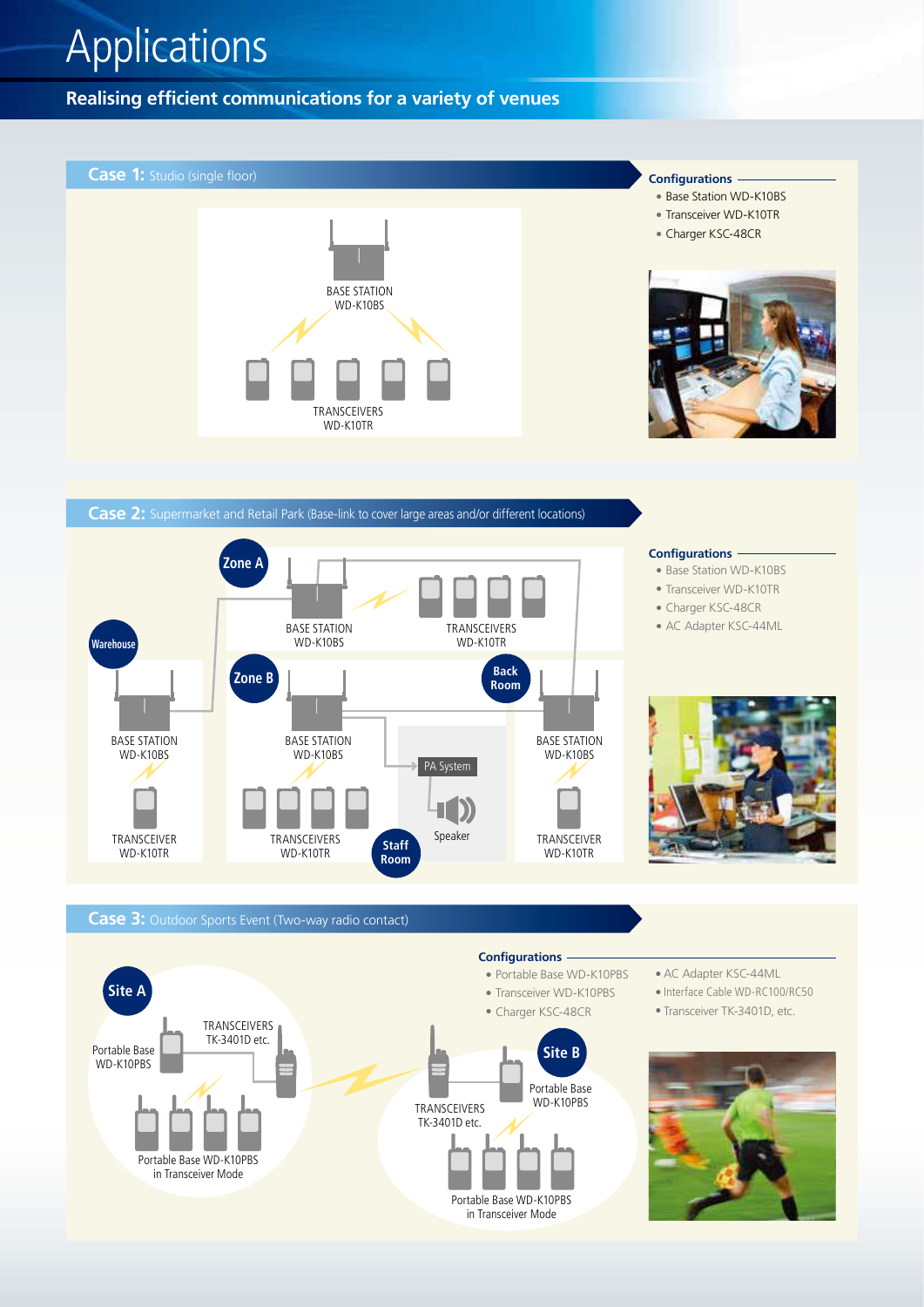# Applications

## Realising efficient communications for a variety of venues

### Case 1: Studio (single floor)

BASE STATION
WD-K10BS

TRANSCEIVERS
WD-K10TR

**Configurations**

- Base Station WD-K10BS
- Transceiver WD-K10TR
- Charger KSC-48CR

### Case 2: Supermarket and Retail Park (Base-link to cover large areas and/or different locations)

Zone A

BASE STATION
WD-K10BS

TRANSCEIVERS
WD-K10TR

Warehouse

BASE STATION
WD-K10BS

TRANSCEIVER
WD-K10TR

Zone B

BASE STATION
WD-K10BS

TRANSCEIVERS
WD-K10TR

PA System

Speaker

Staff Room

Back Room

BASE STATION
WD-K10BS

TRANSCEIVER
WD-K10TR

**Configurations**

- Base Station WD-K10BS
- Transceiver WD-K10TR
- Charger KSC-48CR
- AC Adapter KSC-44ML

### Case 3: Outdoor Sports Event (Two-way radio contact)

Site A

Portable Base
WD-K10PBS

TRANSCEIVERS
TK-3401D etc.

Portable Base WD-K10PBS
in Transceiver Mode

Site B

TRANSCEIVERS
TK-3401D etc.

Portable Base
WD-K10PBS

Portable Base WD-K10PBS
in Transceiver Mode

**Configurations**

- Portable Base WD-K10PBS
- Transceiver WD-K10PBS
- Charger KSC-48CR
- AC Adapter KSC-44ML
- Interface Cable WD-RC100/RC50
- Transceiver TK-3401D, etc.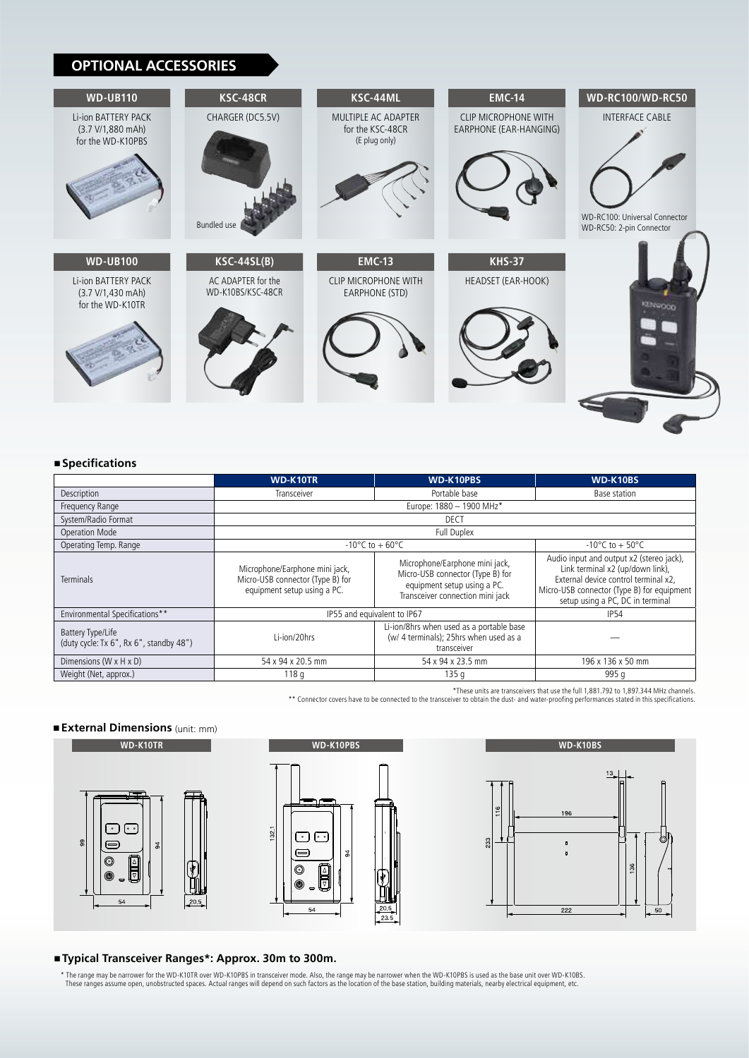## OPTIONAL ACCESSORIES

**WD-UB110**
Li-ion BATTERY PACK (3.7 V/1,880 mAh) for the WD-K10PBS

**KSC-48CR**
CHARGER (DC5.5V)
Bundled use

**KSC-44ML**
MULTIPLE AC ADAPTER for the KSC-48CR
(E plug only)

**EMC-14**
CLIP MICROPHONE WITH EARPHONE (EAR-HANGING)

**WD-RC100/WD-RC50**
INTERFACE CABLE
WD-RC100: Universal Connector
WD-RC50: 2-pin Connector

**WD-UB100**
Li-ion BATTERY PACK (3.7 V/1,430 mAh) for the WD-K10TR

**KSC-44SL(B)**
AC ADAPTER for the WD-K10BS/KSC-48CR

**EMC-13**
CLIP MICROPHONE WITH EARPHONE (STD)

**KHS-37**
HEADSET (EAR-HOOK)

### ■ Specifications

| | WD-K10TR | WD-K10PBS | WD-K10BS |
|---|---|---|---|
| Description | Transceiver | Portable base | Base station |
| Frequency Range | Europe: 1880 – 1900 MHz* | | |
| System/Radio Format | DECT | | |
| Operation Mode | Full Duplex | | |
| Operating Temp. Range | -10°C to + 60°C | | -10°C to + 50°C |
| Terminals | Microphone/Earphone mini jack, Micro-USB connector (Type B) for equipment setup using a PC. | Microphone/Earphone mini jack, Micro-USB connector (Type B) for equipment setup using a PC. Transceiver connection mini jack | Audio input and output x2 (stereo jack), Link terminal x2 (up/down link), External device control terminal x2, Micro-USB connector (Type B) for equipment setup using a PC, DC in terminal |
| Environmental Specifications** | IP55 and equivalent to IP67 | | IP54 |
| Battery Type/Life (duty cycle: Tx 6", Rx 6", standby 48") | Li-ion/20hrs | Li-ion/8hrs when used as a portable base (w/ 4 terminals); 25hrs when used as a transceiver | — |
| Dimensions (W x H x D) | 54 x 94 x 20.5 mm | 54 x 94 x 23.5 mm | 196 x 136 x 50 mm |
| Weight (Net, approx.) | 118 g | 135 g | 995 g |

*These units are transceivers that use the full 1,881.792 to 1,897.344 MHz channels.
** Connector covers have to be connected to the transceiver to obtain the dust- and water-proofing performances stated in this specifications.

### ■ External Dimensions (unit: mm)

**WD-K10TR**
99, 94, 54, 20.5

**WD-K10PBS**
132.1, 94, 54, 20.5, 23.5

**WD-K10BS**
13, 116, 196, 233, 136, 222, 50

### ■ Typical Transceiver Ranges*: Approx. 30m to 300m.

* The range may be narrower for the WD-K10TR over WD-K10PBS in transceiver mode. Also, the range may be narrower when the WD-K10PBS is used as the base unit over WD-K10BS. These ranges assume open, unobstructed spaces. Actual ranges will depend on such factors as the location of the base station, building materials, nearby electrical equipment, etc.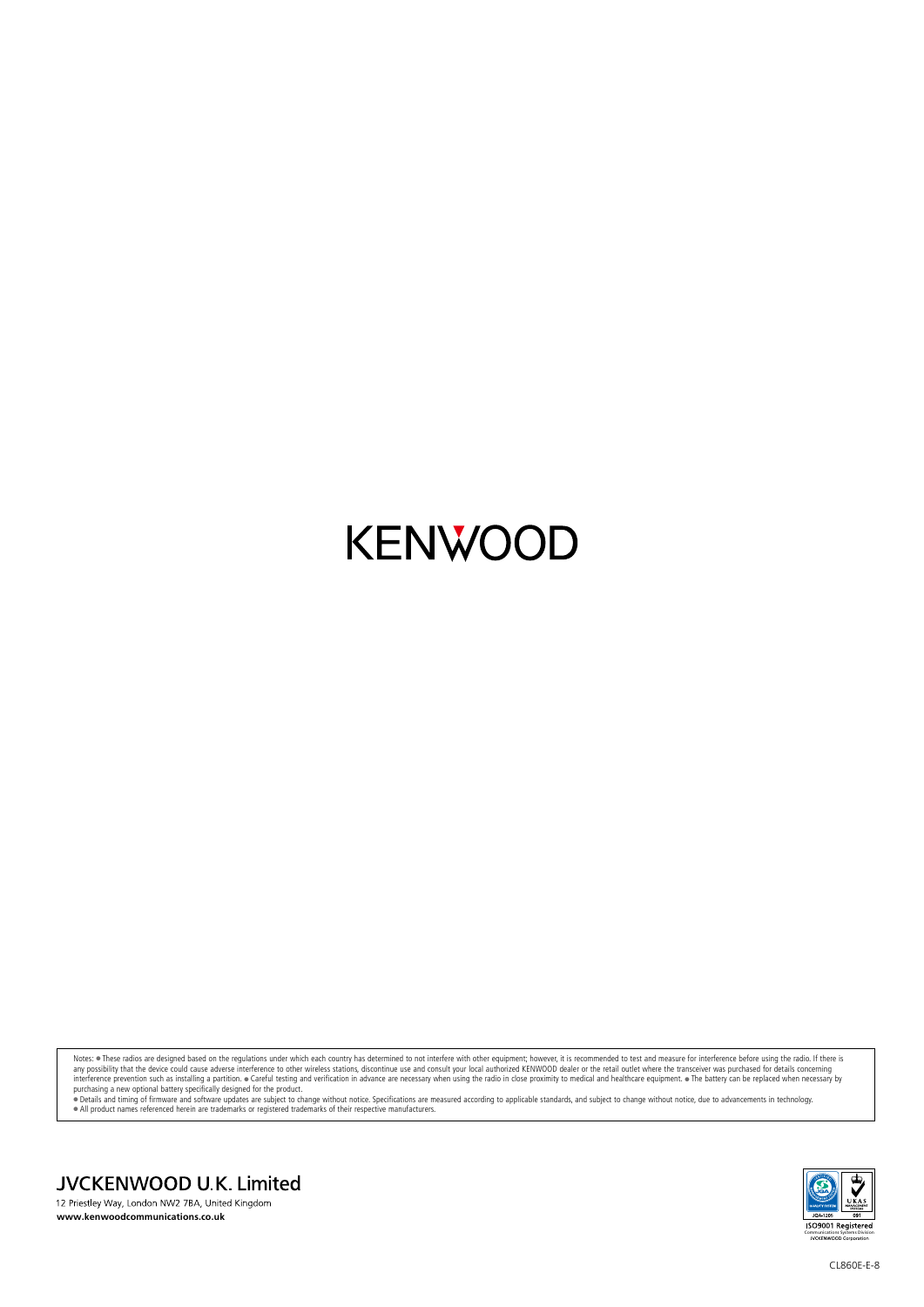KENWOOD

Notes: ● These radios are designed based on the regulations under which each country has determined to not interfere with other equipment; however, it is recommended to test and measure for interference before using the radio. If there is any possibility that the device could cause adverse interference to other wireless stations, discontinue use and consult your local authorized KENWOOD dealer or the retail outlet where the transceiver was purchased for details concerning interference prevention such as installing a partition. ● Careful testing and verification in advance are necessary when using the radio in close proximity to medical and healthcare equipment. ● The battery can be replaced when necessary by purchasing a new optional battery specifically designed for the product.
● Details and timing of firmware and software updates are subject to change without notice. Specifications are measured according to applicable standards, and subject to change without notice, due to advancements in technology.
● All product names referenced herein are trademarks or registered trademarks of their respective manufacturers.

**JVCKENWOOD U.K. Limited**
12 Priestley Way, London NW2 7BA, United Kingdom
**www.kenwoodcommunications.co.uk**

JQA-1205 091
ISO9001 Registered
Communications Systems Division
JVCKENWOOD Corporation

CL860E-E-8